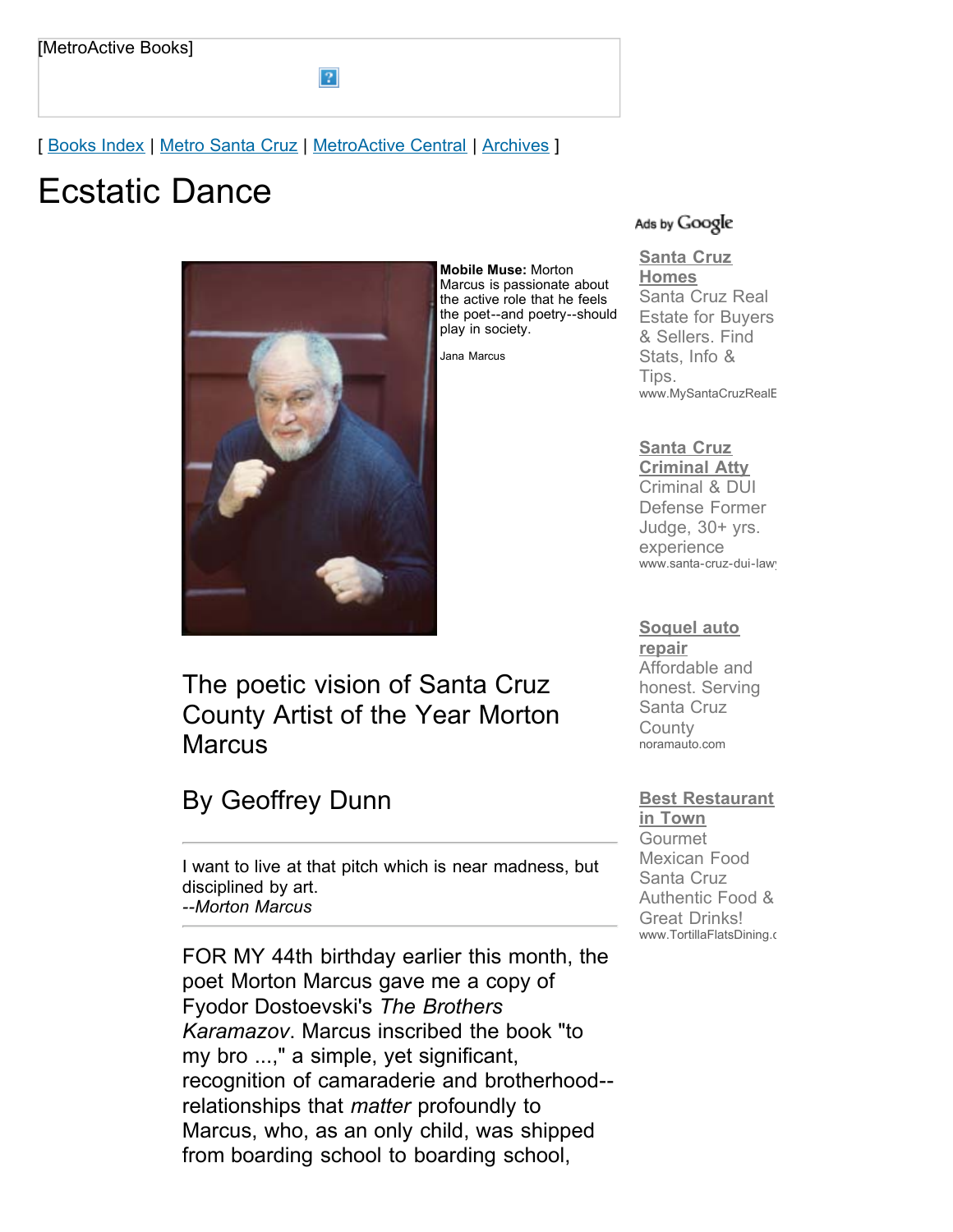[MetroActive Books]

[ Books Index | Metro Santa Cruz | MetroActive Central | Archives ]

# Ecstatic Dance

**Mobile Muse:** Morton Marcus is passionate about the active role that he feels the poet--and poetry--should play in society.

Jana Marcus

## The poetic vision of Santa Cruz County Artist of the Year Morton Marcus

## By Geoffrey Dunn

---

I want to live at that pitch which is near madness, but disciplined by art.
*--Morton Marcus*

---

FOR MY 44th birthday earlier this month, the poet Morton Marcus gave me a copy of Fyodor Dostoevski's *The Brothers Karamazov*. Marcus inscribed the book "to my bro ...," a simple, yet significant, recognition of camaraderie and brotherhood--relationships that *matter* profoundly to Marcus, who, as an only child, was shipped from boarding school to boarding school,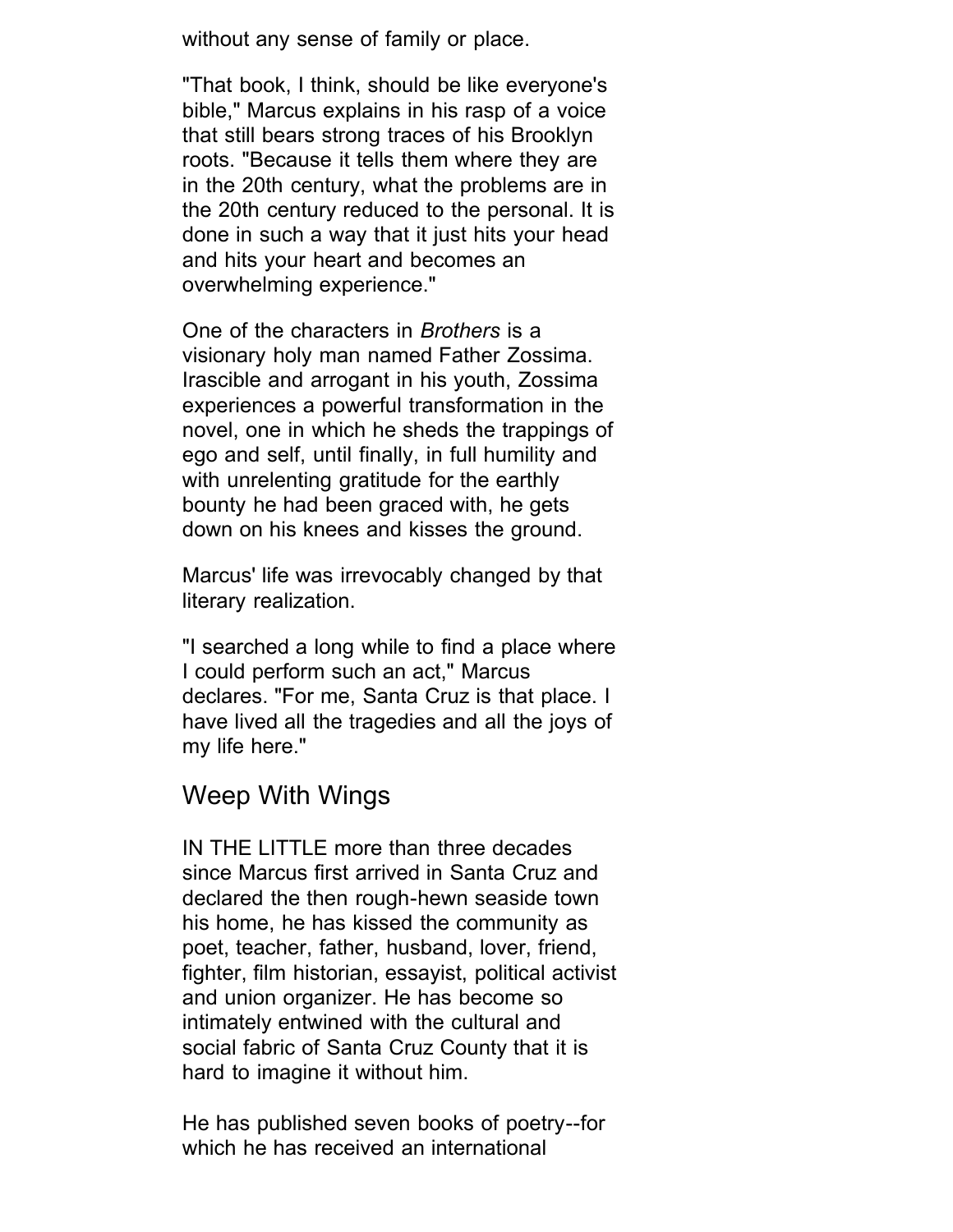without any sense of family or place.

"That book, I think, should be like everyone's bible," Marcus explains in his rasp of a voice that still bears strong traces of his Brooklyn roots. "Because it tells them where they are in the 20th century, what the problems are in the 20th century reduced to the personal. It is done in such a way that it just hits your head and hits your heart and becomes an overwhelming experience."

One of the characters in *Brothers* is a visionary holy man named Father Zossima. Irascible and arrogant in his youth, Zossima experiences a powerful transformation in the novel, one in which he sheds the trappings of ego and self, until finally, in full humility and with unrelenting gratitude for the earthly bounty he had been graced with, he gets down on his knees and kisses the ground.

Marcus' life was irrevocably changed by that literary realization.

"I searched a long while to find a place where I could perform such an act," Marcus declares. "For me, Santa Cruz is that place. I have lived all the tragedies and all the joys of my life here."

## Weep With Wings

IN THE LITTLE more than three decades since Marcus first arrived in Santa Cruz and declared the then rough-hewn seaside town his home, he has kissed the community as poet, teacher, father, husband, lover, friend, fighter, film historian, essayist, political activist and union organizer. He has become so intimately entwined with the cultural and social fabric of Santa Cruz County that it is hard to imagine it without him.

He has published seven books of poetry--for which he has received an international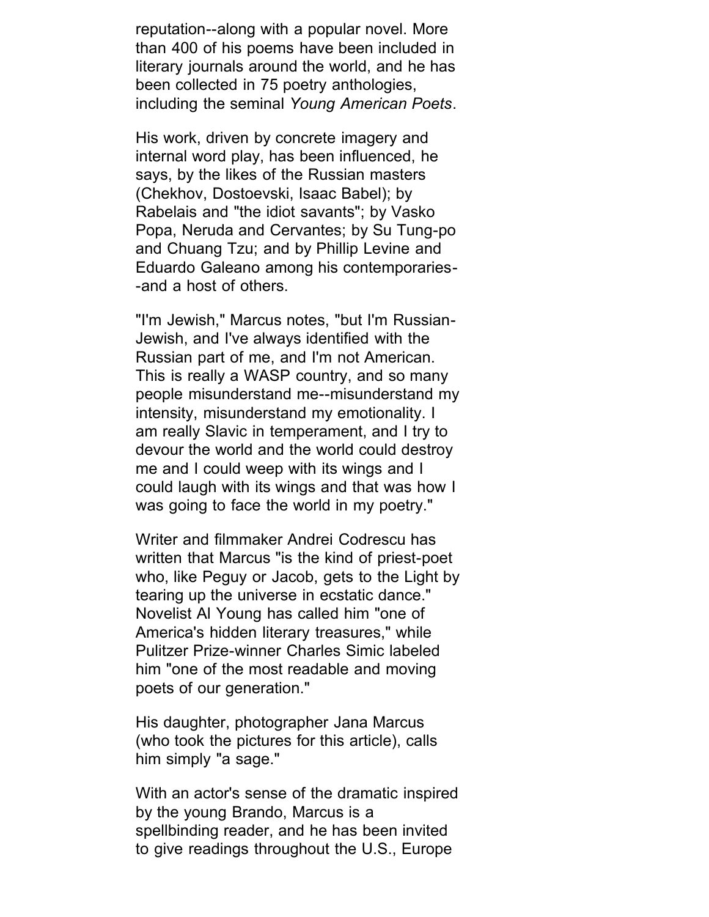reputation--along with a popular novel. More than 400 of his poems have been included in literary journals around the world, and he has been collected in 75 poetry anthologies, including the seminal *Young American Poets*.

His work, driven by concrete imagery and internal word play, has been influenced, he says, by the likes of the Russian masters (Chekhov, Dostoevski, Isaac Babel); by Rabelais and "the idiot savants"; by Vasko Popa, Neruda and Cervantes; by Su Tung-po and Chuang Tzu; and by Phillip Levine and Eduardo Galeano among his contemporaries--and a host of others.

"I'm Jewish," Marcus notes, "but I'm Russian-Jewish, and I've always identified with the Russian part of me, and I'm not American. This is really a WASP country, and so many people misunderstand me--misunderstand my intensity, misunderstand my emotionality. I am really Slavic in temperament, and I try to devour the world and the world could destroy me and I could weep with its wings and I could laugh with its wings and that was how I was going to face the world in my poetry."

Writer and filmmaker Andrei Codrescu has written that Marcus "is the kind of priest-poet who, like Peguy or Jacob, gets to the Light by tearing up the universe in ecstatic dance." Novelist Al Young has called him "one of America's hidden literary treasures," while Pulitzer Prize-winner Charles Simic labeled him "one of the most readable and moving poets of our generation."

His daughter, photographer Jana Marcus (who took the pictures for this article), calls him simply "a sage."

With an actor's sense of the dramatic inspired by the young Brando, Marcus is a spellbinding reader, and he has been invited to give readings throughout the U.S., Europe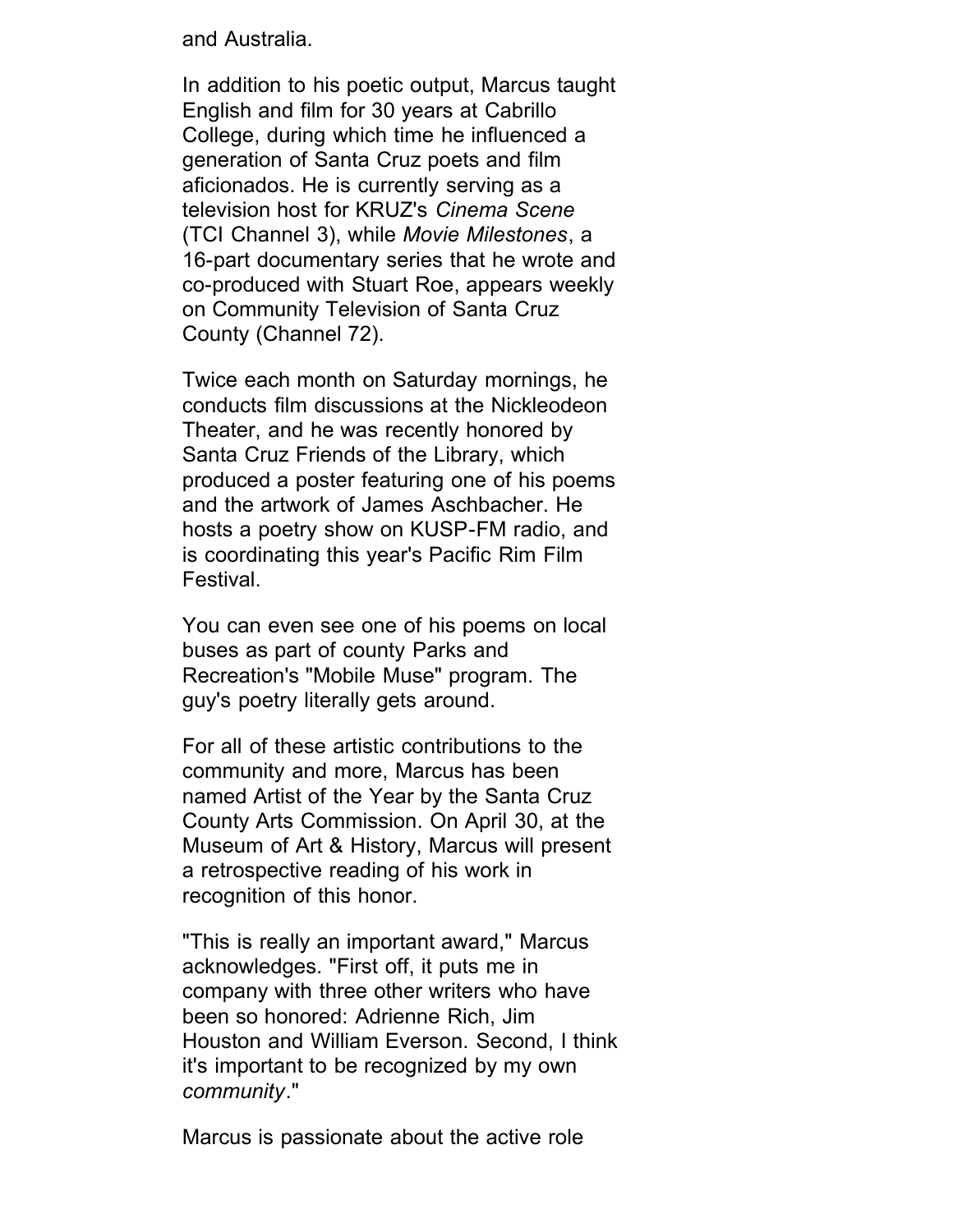and Australia.

In addition to his poetic output, Marcus taught English and film for 30 years at Cabrillo College, during which time he influenced a generation of Santa Cruz poets and film aficionados. He is currently serving as a television host for KRUZ's *Cinema Scene* (TCI Channel 3), while *Movie Milestones*, a 16-part documentary series that he wrote and co-produced with Stuart Roe, appears weekly on Community Television of Santa Cruz County (Channel 72).

Twice each month on Saturday mornings, he conducts film discussions at the Nickleodeon Theater, and he was recently honored by Santa Cruz Friends of the Library, which produced a poster featuring one of his poems and the artwork of James Aschbacher. He hosts a poetry show on KUSP-FM radio, and is coordinating this year's Pacific Rim Film Festival.

You can even see one of his poems on local buses as part of county Parks and Recreation's "Mobile Muse" program. The guy's poetry literally gets around.

For all of these artistic contributions to the community and more, Marcus has been named Artist of the Year by the Santa Cruz County Arts Commission. On April 30, at the Museum of Art & History, Marcus will present a retrospective reading of his work in recognition of this honor.

"This is really an important award," Marcus acknowledges. "First off, it puts me in company with three other writers who have been so honored: Adrienne Rich, Jim Houston and William Everson. Second, I think it's important to be recognized by my own *community*."

Marcus is passionate about the active role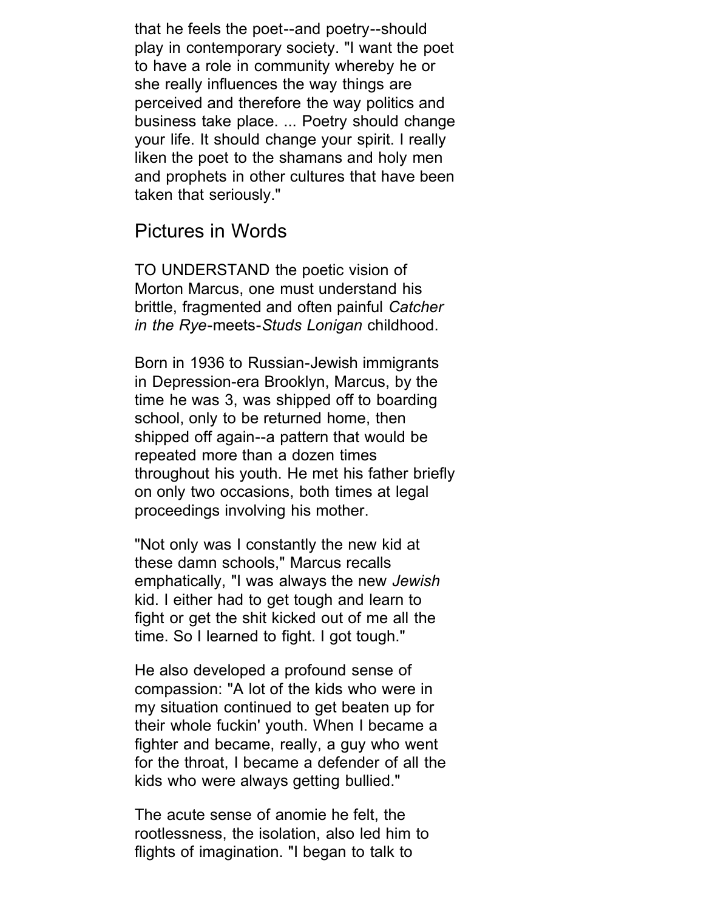that he feels the poet--and poetry--should play in contemporary society. "I want the poet to have a role in community whereby he or she really influences the way things are perceived and therefore the way politics and business take place. ... Poetry should change your life. It should change your spirit. I really liken the poet to the shamans and holy men and prophets in other cultures that have been taken that seriously."

## Pictures in Words

TO UNDERSTAND the poetic vision of Morton Marcus, one must understand his brittle, fragmented and often painful *Catcher in the Rye*-meets-*Studs Lonigan* childhood.

Born in 1936 to Russian-Jewish immigrants in Depression-era Brooklyn, Marcus, by the time he was 3, was shipped off to boarding school, only to be returned home, then shipped off again--a pattern that would be repeated more than a dozen times throughout his youth. He met his father briefly on only two occasions, both times at legal proceedings involving his mother.

"Not only was I constantly the new kid at these damn schools," Marcus recalls emphatically, "I was always the new *Jewish* kid. I either had to get tough and learn to fight or get the shit kicked out of me all the time. So I learned to fight. I got tough."

He also developed a profound sense of compassion: "A lot of the kids who were in my situation continued to get beaten up for their whole fuckin' youth. When I became a fighter and became, really, a guy who went for the throat, I became a defender of all the kids who were always getting bullied."

The acute sense of anomie he felt, the rootlessness, the isolation, also led him to flights of imagination. "I began to talk to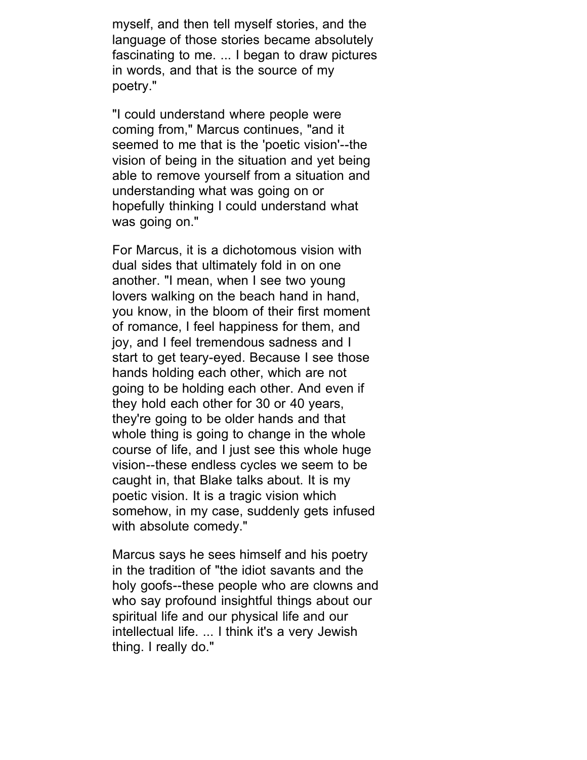myself, and then tell myself stories, and the language of those stories became absolutely fascinating to me. ... I began to draw pictures in words, and that is the source of my poetry."

"I could understand where people were coming from," Marcus continues, "and it seemed to me that is the 'poetic vision'--the vision of being in the situation and yet being able to remove yourself from a situation and understanding what was going on or hopefully thinking I could understand what was going on."

For Marcus, it is a dichotomous vision with dual sides that ultimately fold in on one another. "I mean, when I see two young lovers walking on the beach hand in hand, you know, in the bloom of their first moment of romance, I feel happiness for them, and joy, and I feel tremendous sadness and I start to get teary-eyed. Because I see those hands holding each other, which are not going to be holding each other. And even if they hold each other for 30 or 40 years, they're going to be older hands and that whole thing is going to change in the whole course of life, and I just see this whole huge vision--these endless cycles we seem to be caught in, that Blake talks about. It is my poetic vision. It is a tragic vision which somehow, in my case, suddenly gets infused with absolute comedy."

Marcus says he sees himself and his poetry in the tradition of "the idiot savants and the holy goofs--these people who are clowns and who say profound insightful things about our spiritual life and our physical life and our intellectual life. ... I think it's a very Jewish thing. I really do."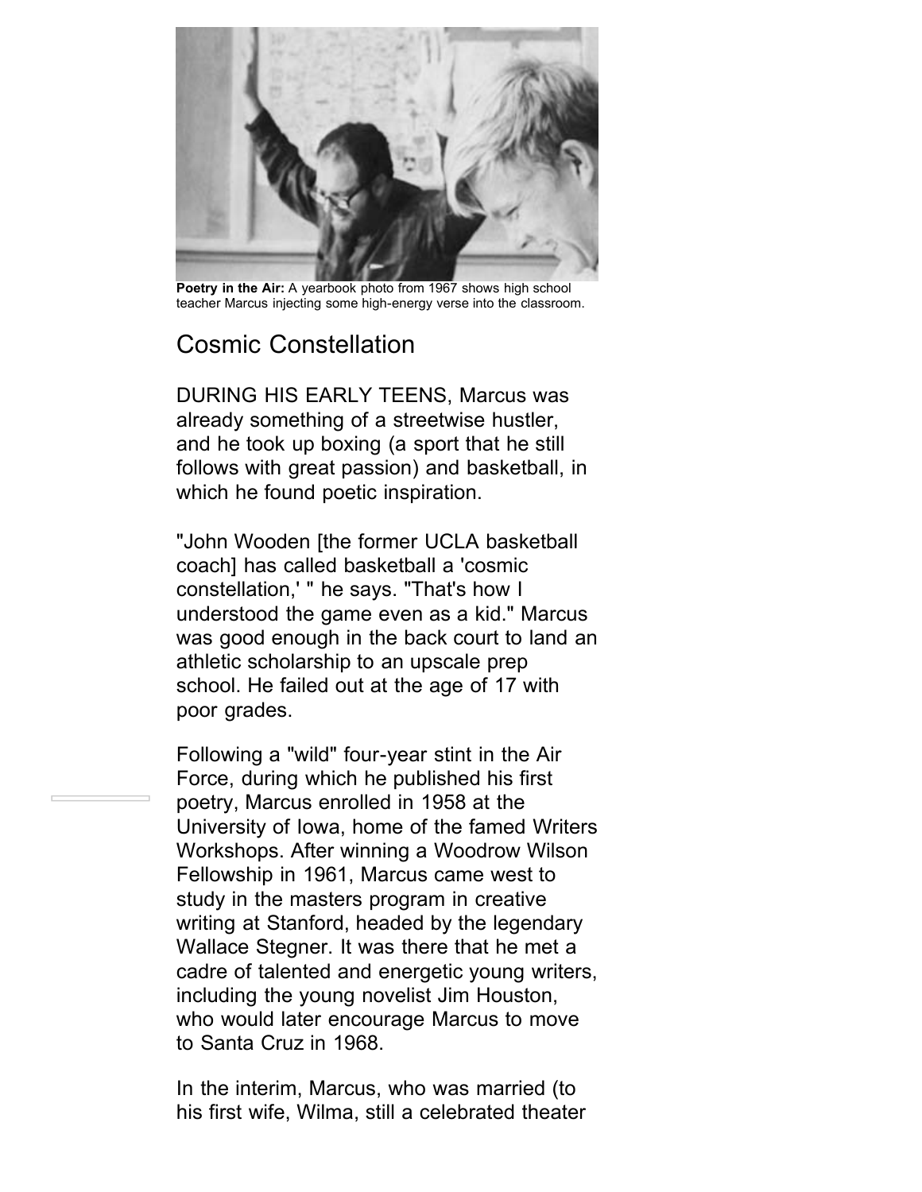**Poetry in the Air:** A yearbook photo from 1967 shows high school teacher Marcus injecting some high-energy verse into the classroom.

## Cosmic Constellation

DURING HIS EARLY TEENS, Marcus was already something of a streetwise hustler, and he took up boxing (a sport that he still follows with great passion) and basketball, in which he found poetic inspiration.

"John Wooden [the former UCLA basketball coach] has called basketball a 'cosmic constellation,' " he says. "That's how I understood the game even as a kid." Marcus was good enough in the back court to land an athletic scholarship to an upscale prep school. He failed out at the age of 17 with poor grades.

Following a "wild" four-year stint in the Air Force, during which he published his first poetry, Marcus enrolled in 1958 at the University of Iowa, home of the famed Writers Workshops. After winning a Woodrow Wilson Fellowship in 1961, Marcus came west to study in the masters program in creative writing at Stanford, headed by the legendary Wallace Stegner. It was there that he met a cadre of talented and energetic young writers, including the young novelist Jim Houston, who would later encourage Marcus to move to Santa Cruz in 1968.

In the interim, Marcus, who was married (to his first wife, Wilma, still a celebrated theater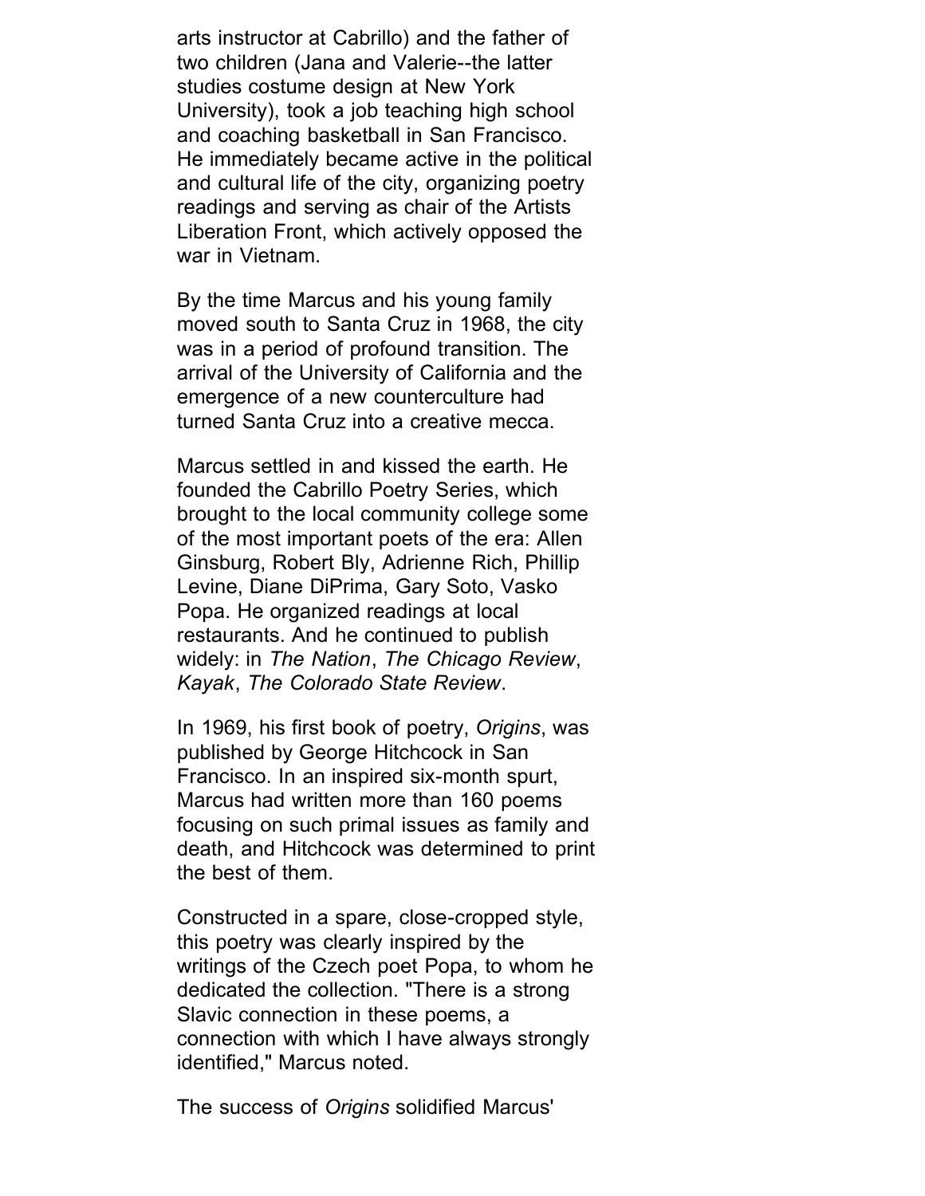arts instructor at Cabrillo) and the father of two children (Jana and Valerie--the latter studies costume design at New York University), took a job teaching high school and coaching basketball in San Francisco. He immediately became active in the political and cultural life of the city, organizing poetry readings and serving as chair of the Artists Liberation Front, which actively opposed the war in Vietnam.

By the time Marcus and his young family moved south to Santa Cruz in 1968, the city was in a period of profound transition. The arrival of the University of California and the emergence of a new counterculture had turned Santa Cruz into a creative mecca.

Marcus settled in and kissed the earth. He founded the Cabrillo Poetry Series, which brought to the local community college some of the most important poets of the era: Allen Ginsburg, Robert Bly, Adrienne Rich, Phillip Levine, Diane DiPrima, Gary Soto, Vasko Popa. He organized readings at local restaurants. And he continued to publish widely: in *The Nation*, *The Chicago Review*, *Kayak*, *The Colorado State Review*.

In 1969, his first book of poetry, *Origins*, was published by George Hitchcock in San Francisco. In an inspired six-month spurt, Marcus had written more than 160 poems focusing on such primal issues as family and death, and Hitchcock was determined to print the best of them.

Constructed in a spare, close-cropped style, this poetry was clearly inspired by the writings of the Czech poet Popa, to whom he dedicated the collection. "There is a strong Slavic connection in these poems, a connection with which I have always strongly identified," Marcus noted.

The success of *Origins* solidified Marcus'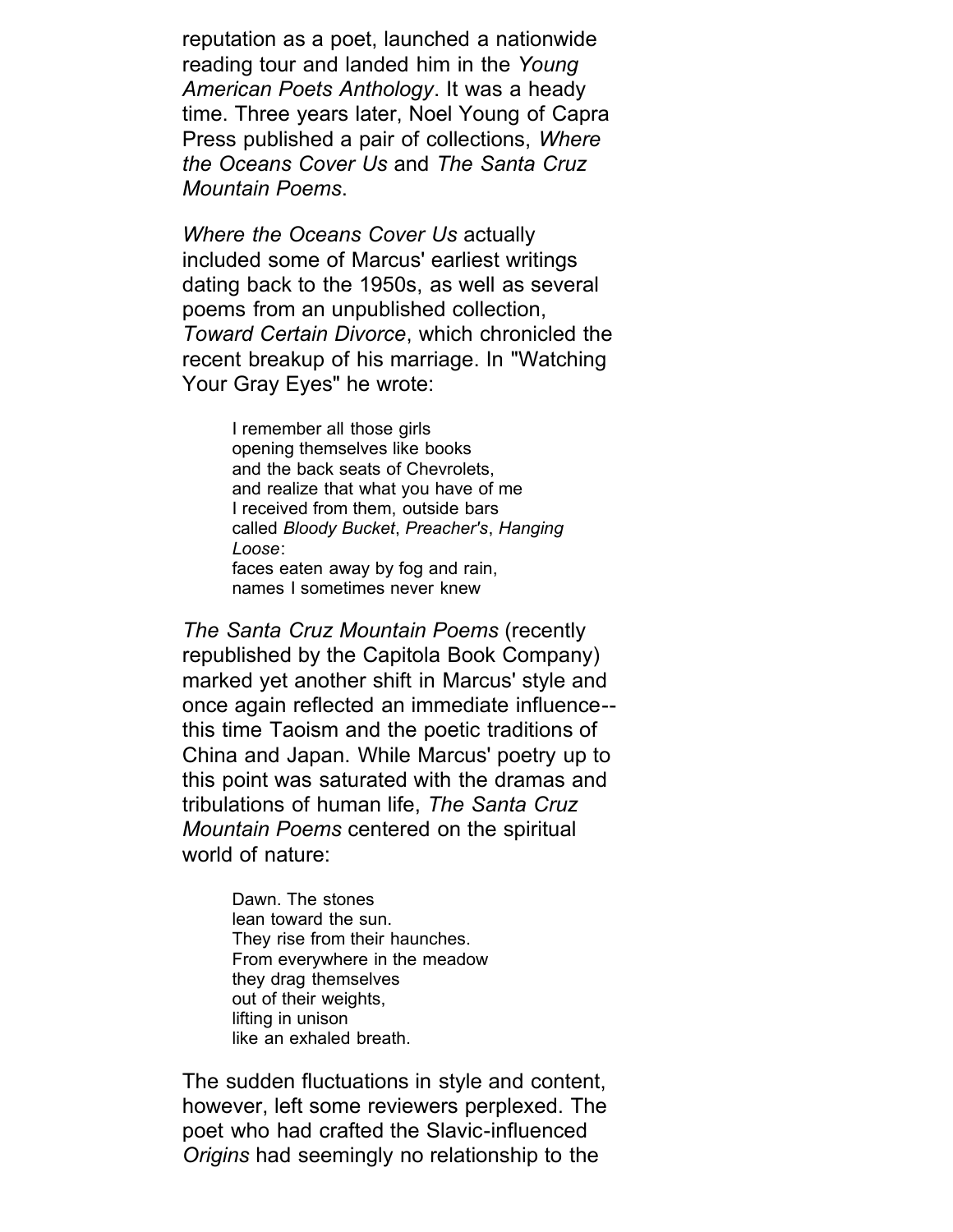reputation as a poet, launched a nationwide reading tour and landed him in the *Young American Poets Anthology*. It was a heady time. Three years later, Noel Young of Capra Press published a pair of collections, *Where the Oceans Cover Us* and *The Santa Cruz Mountain Poems*.

*Where the Oceans Cover Us* actually included some of Marcus' earliest writings dating back to the 1950s, as well as several poems from an unpublished collection, *Toward Certain Divorce*, which chronicled the recent breakup of his marriage. In "Watching Your Gray Eyes" he wrote:

> I remember all those girls
> opening themselves like books
> and the back seats of Chevrolets,
> and realize that what you have of me
> I received from them, outside bars
> called *Bloody Bucket*, *Preacher's*, *Hanging Loose*:
> faces eaten away by fog and rain,
> names I sometimes never knew

*The Santa Cruz Mountain Poems* (recently republished by the Capitola Book Company) marked yet another shift in Marcus' style and once again reflected an immediate influence--this time Taoism and the poetic traditions of China and Japan. While Marcus' poetry up to this point was saturated with the dramas and tribulations of human life, *The Santa Cruz Mountain Poems* centered on the spiritual world of nature:

> Dawn. The stones
> lean toward the sun.
> They rise from their haunches.
> From everywhere in the meadow
> they drag themselves
> out of their weights,
> lifting in unison
> like an exhaled breath.

The sudden fluctuations in style and content, however, left some reviewers perplexed. The poet who had crafted the Slavic-influenced *Origins* had seemingly no relationship to the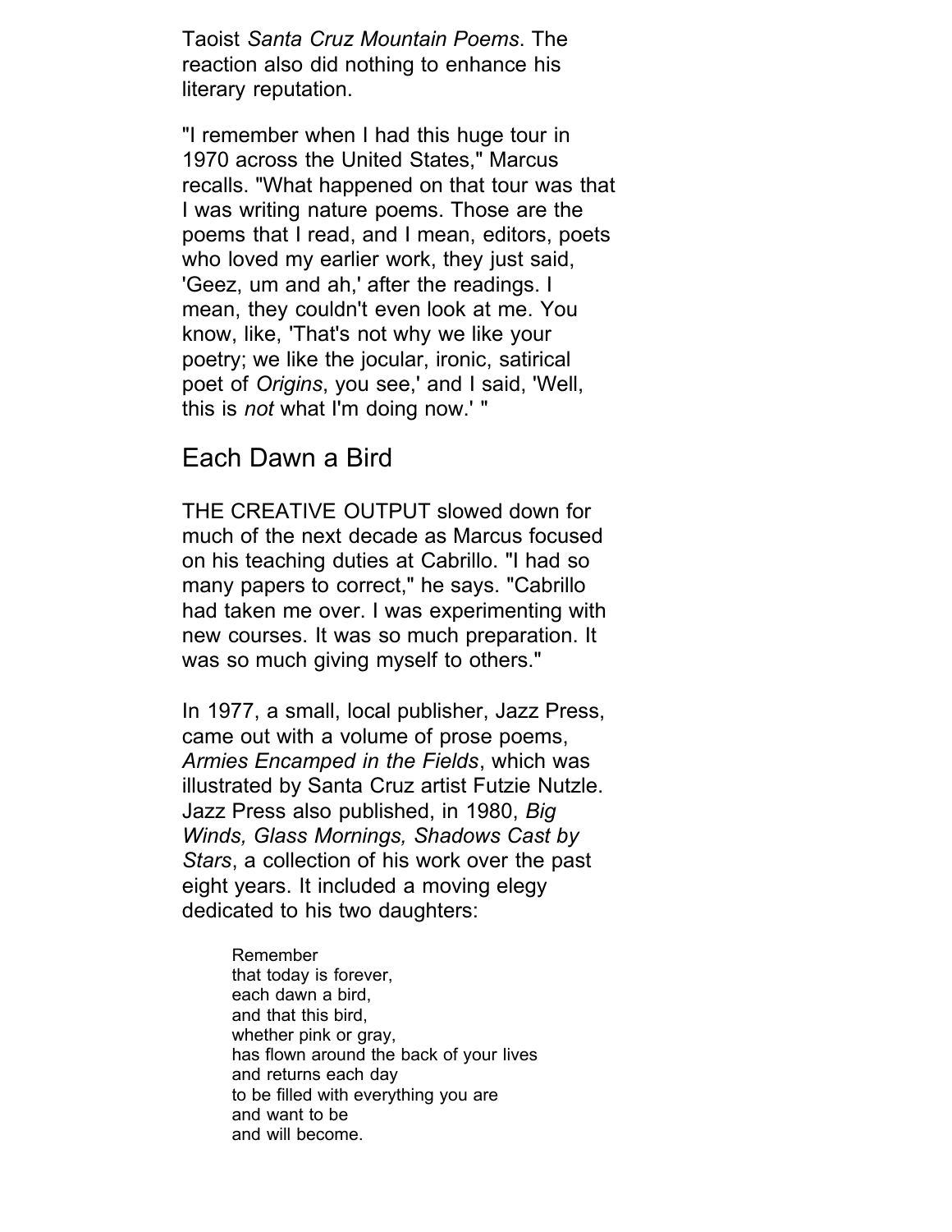Taoist *Santa Cruz Mountain Poems*. The reaction also did nothing to enhance his literary reputation.

"I remember when I had this huge tour in 1970 across the United States," Marcus recalls. "What happened on that tour was that I was writing nature poems. Those are the poems that I read, and I mean, editors, poets who loved my earlier work, they just said, 'Geez, um and ah,' after the readings. I mean, they couldn't even look at me. You know, like, 'That's not why we like your poetry; we like the jocular, ironic, satirical poet of *Origins*, you see,' and I said, 'Well, this is *not* what I'm doing now.' "

## Each Dawn a Bird

THE CREATIVE OUTPUT slowed down for much of the next decade as Marcus focused on his teaching duties at Cabrillo. "I had so many papers to correct," he says. "Cabrillo had taken me over. I was experimenting with new courses. It was so much preparation. It was so much giving myself to others."

In 1977, a small, local publisher, Jazz Press, came out with a volume of prose poems, *Armies Encamped in the Fields*, which was illustrated by Santa Cruz artist Futzie Nutzle. Jazz Press also published, in 1980, *Big Winds, Glass Mornings, Shadows Cast by Stars*, a collection of his work over the past eight years. It included a moving elegy dedicated to his two daughters:

> Remember
> that today is forever,
> each dawn a bird,
> and that this bird,
> whether pink or gray,
> has flown around the back of your lives
> and returns each day
> to be filled with everything you are
> and want to be
> and will become.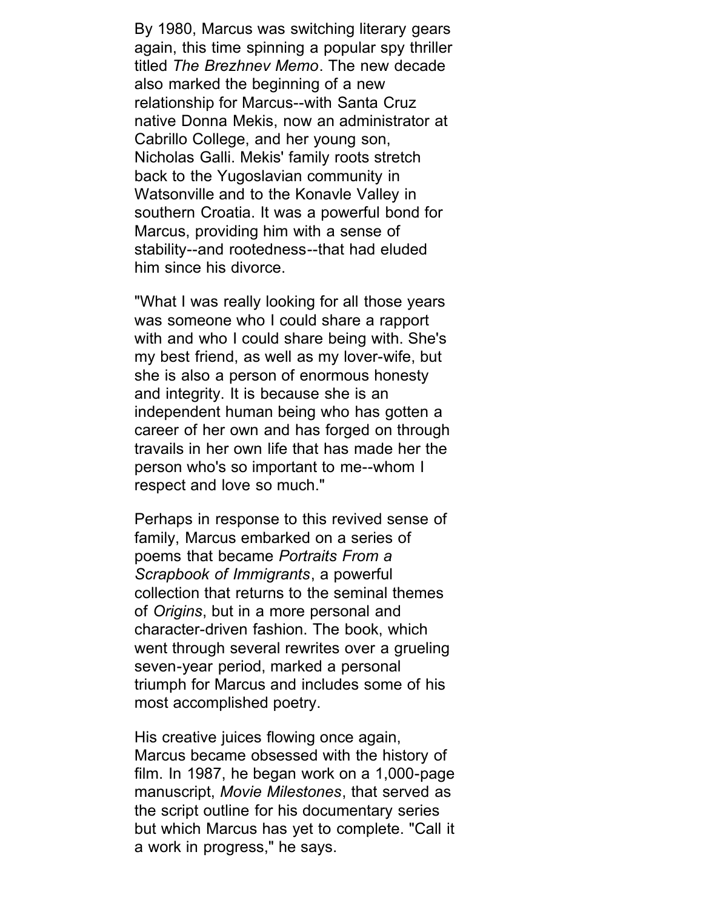By 1980, Marcus was switching literary gears again, this time spinning a popular spy thriller titled *The Brezhnev Memo*. The new decade also marked the beginning of a new relationship for Marcus--with Santa Cruz native Donna Mekis, now an administrator at Cabrillo College, and her young son, Nicholas Galli. Mekis' family roots stretch back to the Yugoslavian community in Watsonville and to the Konavle Valley in southern Croatia. It was a powerful bond for Marcus, providing him with a sense of stability--and rootedness--that had eluded him since his divorce.

"What I was really looking for all those years was someone who I could share a rapport with and who I could share being with. She's my best friend, as well as my lover-wife, but she is also a person of enormous honesty and integrity. It is because she is an independent human being who has gotten a career of her own and has forged on through travails in her own life that has made her the person who's so important to me--whom I respect and love so much."

Perhaps in response to this revived sense of family, Marcus embarked on a series of poems that became *Portraits From a Scrapbook of Immigrants*, a powerful collection that returns to the seminal themes of *Origins*, but in a more personal and character-driven fashion. The book, which went through several rewrites over a grueling seven-year period, marked a personal triumph for Marcus and includes some of his most accomplished poetry.

His creative juices flowing once again, Marcus became obsessed with the history of film. In 1987, he began work on a 1,000-page manuscript, *Movie Milestones*, that served as the script outline for his documentary series but which Marcus has yet to complete. "Call it a work in progress," he says.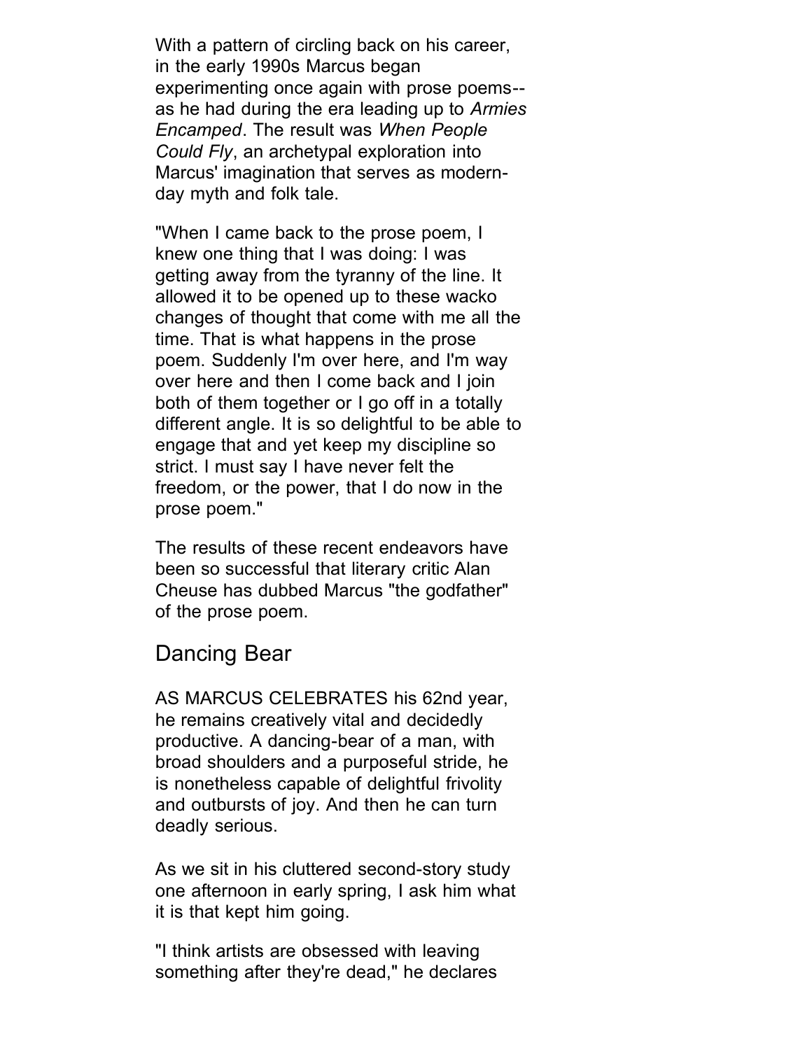With a pattern of circling back on his career, in the early 1990s Marcus began experimenting once again with prose poems--as he had during the era leading up to *Armies Encamped*. The result was *When People Could Fly*, an archetypal exploration into Marcus' imagination that serves as modern-day myth and folk tale.

"When I came back to the prose poem, I knew one thing that I was doing: I was getting away from the tyranny of the line. It allowed it to be opened up to these wacko changes of thought that come with me all the time. That is what happens in the prose poem. Suddenly I'm over here, and I'm way over here and then I come back and I join both of them together or I go off in a totally different angle. It is so delightful to be able to engage that and yet keep my discipline so strict. I must say I have never felt the freedom, or the power, that I do now in the prose poem."

The results of these recent endeavors have been so successful that literary critic Alan Cheuse has dubbed Marcus "the godfather" of the prose poem.

## Dancing Bear

AS MARCUS CELEBRATES his 62nd year, he remains creatively vital and decidedly productive. A dancing-bear of a man, with broad shoulders and a purposeful stride, he is nonetheless capable of delightful frivolity and outbursts of joy. And then he can turn deadly serious.

As we sit in his cluttered second-story study one afternoon in early spring, I ask him what it is that kept him going.

"I think artists are obsessed with leaving something after they're dead," he declares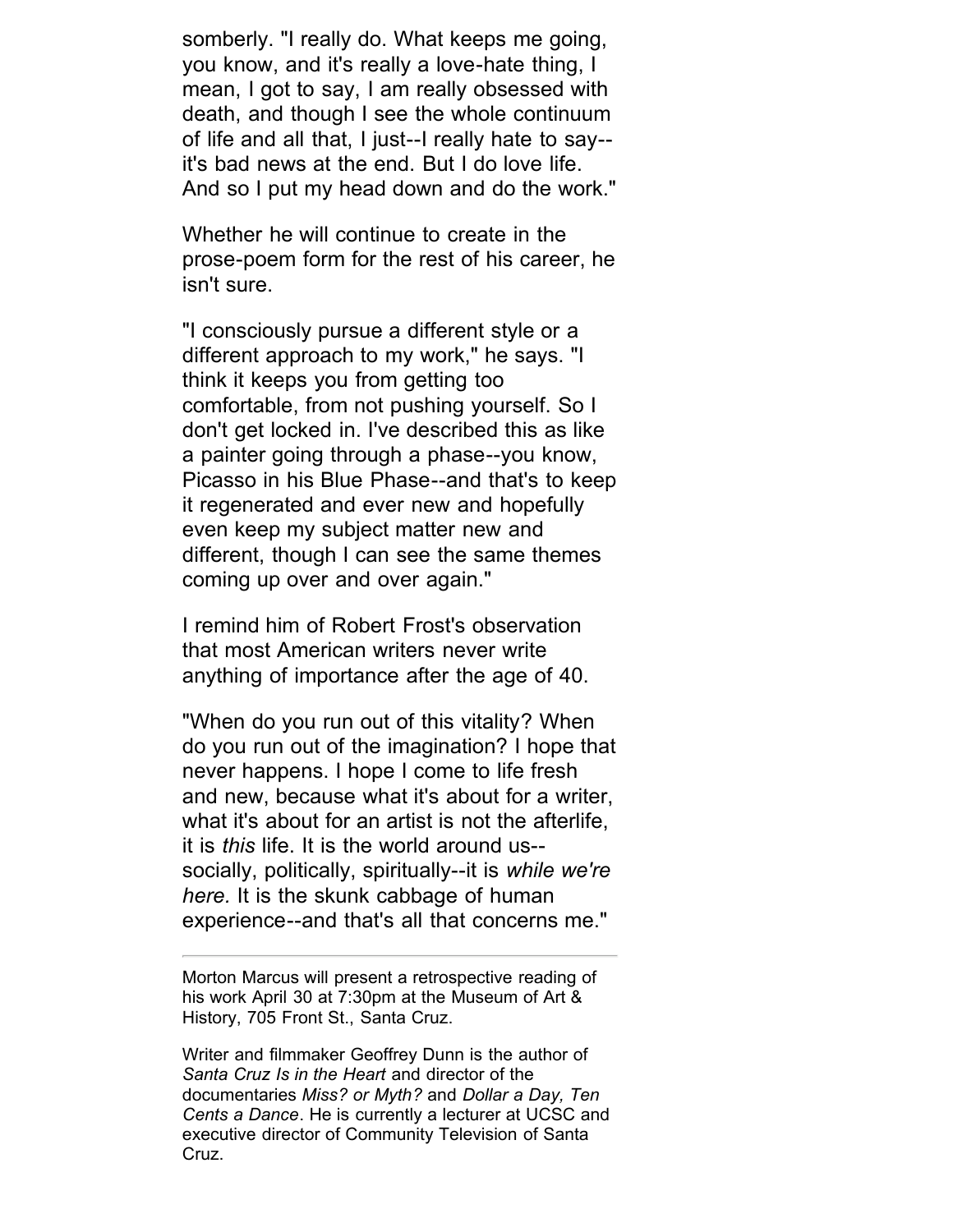somberly. "I really do. What keeps me going, you know, and it's really a love-hate thing, I mean, I got to say, I am really obsessed with death, and though I see the whole continuum of life and all that, I just--I really hate to say--it's bad news at the end. But I do love life. And so I put my head down and do the work."

Whether he will continue to create in the prose-poem form for the rest of his career, he isn't sure.

"I consciously pursue a different style or a different approach to my work," he says. "I think it keeps you from getting too comfortable, from not pushing yourself. So I don't get locked in. I've described this as like a painter going through a phase--you know, Picasso in his Blue Phase--and that's to keep it regenerated and ever new and hopefully even keep my subject matter new and different, though I can see the same themes coming up over and over again."

I remind him of Robert Frost's observation that most American writers never write anything of importance after the age of 40.

"When do you run out of this vitality? When do you run out of the imagination? I hope that never happens. I hope I come to life fresh and new, because what it's about for a writer, what it's about for an artist is not the afterlife, it is *this* life. It is the world around us--socially, politically, spiritually--it is *while we're here.* It is the skunk cabbage of human experience--and that's all that concerns me."

---

Morton Marcus will present a retrospective reading of his work April 30 at 7:30pm at the Museum of Art & History, 705 Front St., Santa Cruz.

Writer and filmmaker Geoffrey Dunn is the author of *Santa Cruz Is in the Heart* and director of the documentaries *Miss? or Myth?* and *Dollar a Day, Ten Cents a Dance*. He is currently a lecturer at UCSC and executive director of Community Television of Santa Cruz.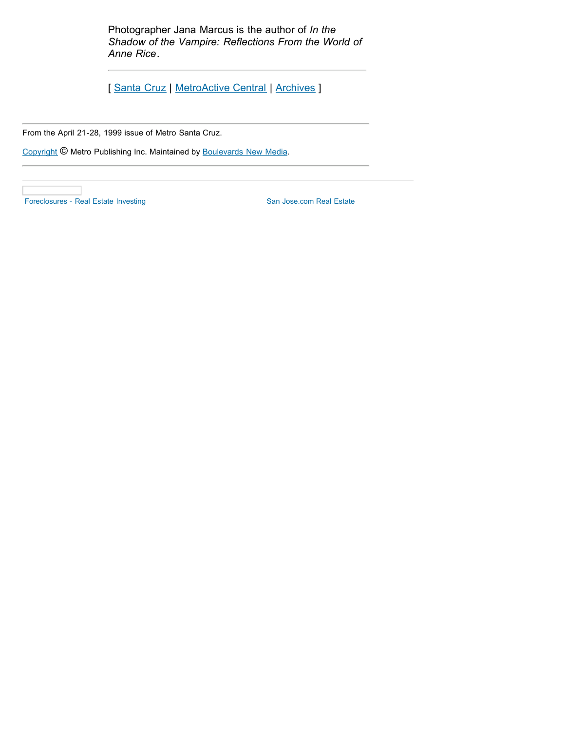Photographer Jana Marcus is the author of *In the Shadow of the Vampire: Reflections From the World of Anne Rice*.

---

[ Santa Cruz | MetroActive Central | Archives ]

---

From the April 21-28, 1999 issue of Metro Santa Cruz.

Copyright © Metro Publishing Inc. Maintained by Boulevards New Media.

---

Foreclosures - Real Estate Investing

San Jose.com Real Estate